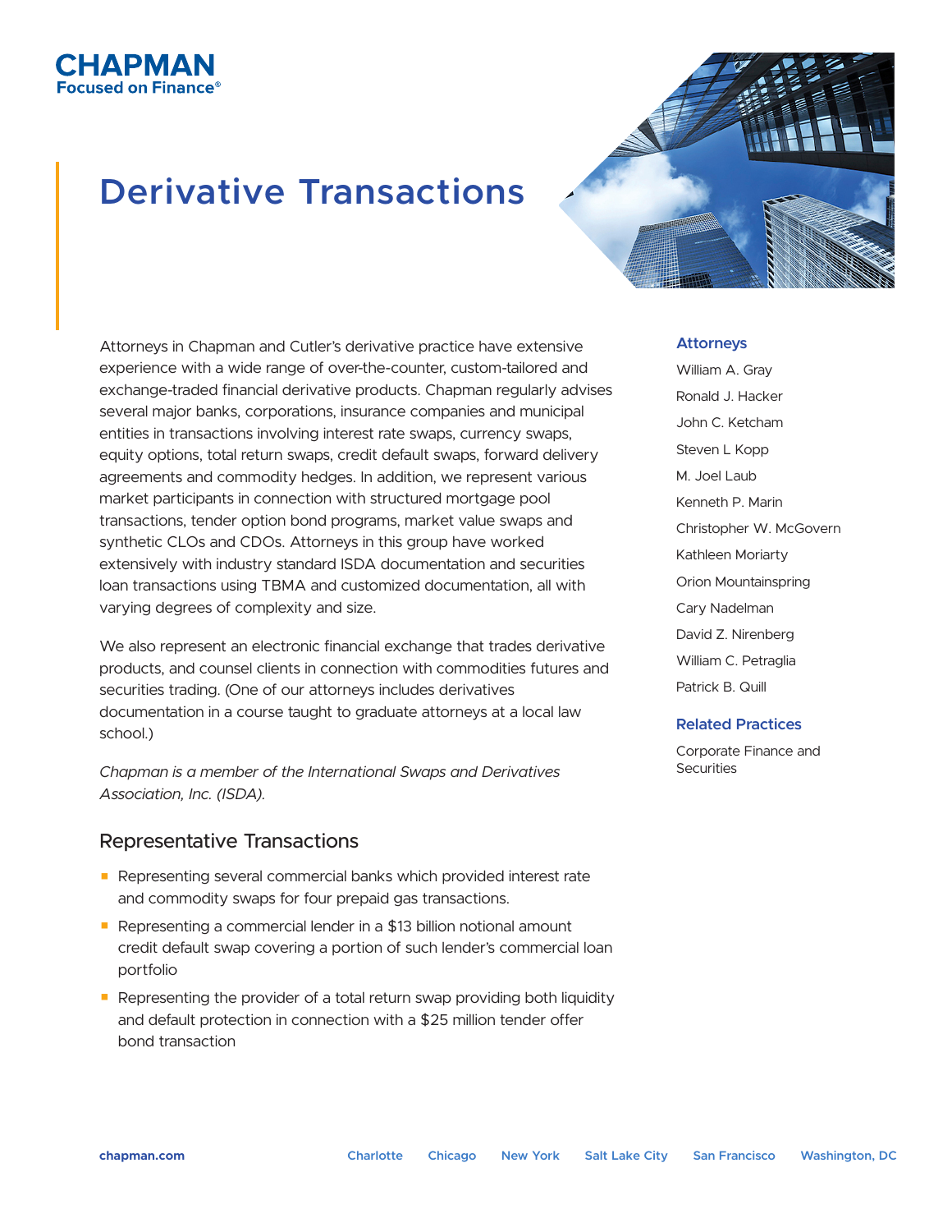**CHAPMAN**
**Focused on Finance®**

# Derivative Transactions

Attorneys in Chapman and Cutler's derivative practice have extensive experience with a wide range of over-the-counter, custom-tailored and exchange-traded financial derivative products. Chapman regularly advises several major banks, corporations, insurance companies and municipal entities in transactions involving interest rate swaps, currency swaps, equity options, total return swaps, credit default swaps, forward delivery agreements and commodity hedges. In addition, we represent various market participants in connection with structured mortgage pool transactions, tender option bond programs, market value swaps and synthetic CLOs and CDOs. Attorneys in this group have worked extensively with industry standard ISDA documentation and securities loan transactions using TBMA and customized documentation, all with varying degrees of complexity and size.

We also represent an electronic financial exchange that trades derivative products, and counsel clients in connection with commodities futures and securities trading. (One of our attorneys includes derivatives documentation in a course taught to graduate attorneys at a local law school.)

*Chapman is a member of the International Swaps and Derivatives Association, Inc. (ISDA).*

## Representative Transactions

- Representing several commercial banks which provided interest rate and commodity swaps for four prepaid gas transactions.
- Representing a commercial lender in a $13 billion notional amount credit default swap covering a portion of such lender's commercial loan portfolio
- Representing the provider of a total return swap providing both liquidity and default protection in connection with a $25 million tender offer bond transaction

### Attorneys

William A. Gray
Ronald J. Hacker
John C. Ketcham
Steven L Kopp
M. Joel Laub
Kenneth P. Marin
Christopher W. McGovern
Kathleen Moriarty
Orion Mountainspring
Cary Nadelman
David Z. Nirenberg
William C. Petraglia
Patrick B. Quill

### Related Practices

Corporate Finance and Securities

chapman.com | Charlotte | Chicago | New York | Salt Lake City | San Francisco | Washington, DC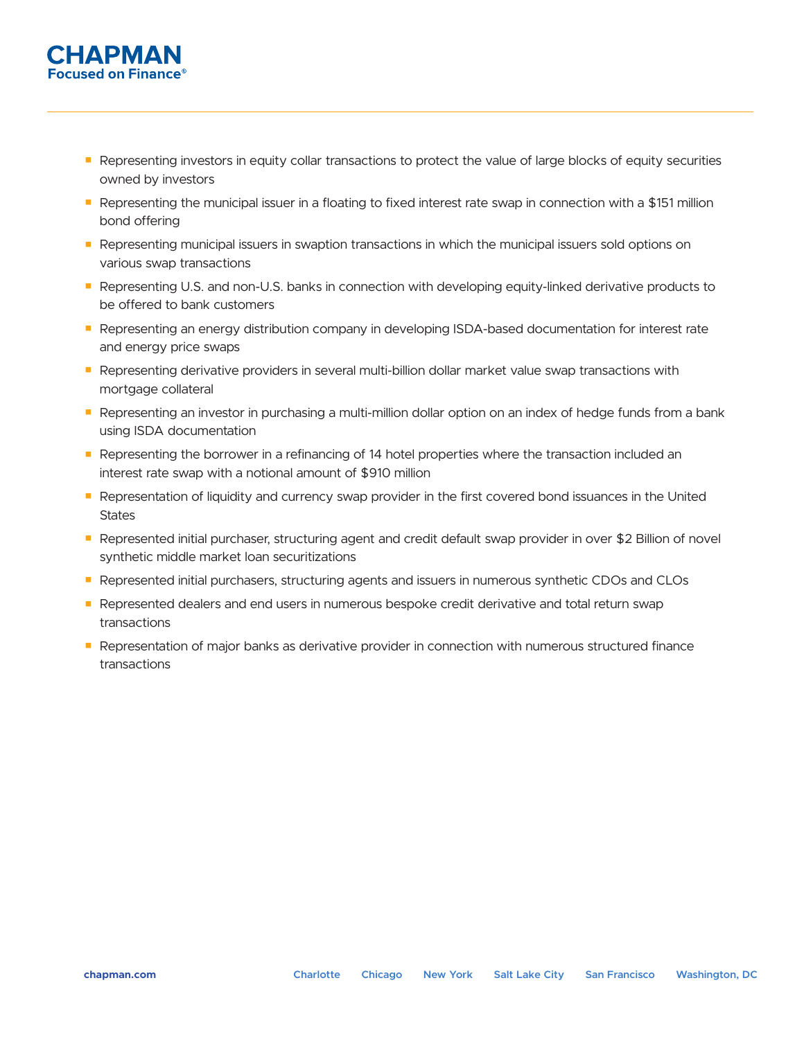- Representing investors in equity collar transactions to protect the value of large blocks of equity securities owned by investors
- Representing the municipal issuer in a floating to fixed interest rate swap in connection with a $151 million bond offering
- Representing municipal issuers in swaption transactions in which the municipal issuers sold options on various swap transactions
- Representing U.S. and non-U.S. banks in connection with developing equity-linked derivative products to be offered to bank customers
- Representing an energy distribution company in developing ISDA-based documentation for interest rate and energy price swaps
- Representing derivative providers in several multi-billion dollar market value swap transactions with mortgage collateral
- Representing an investor in purchasing a multi-million dollar option on an index of hedge funds from a bank using ISDA documentation
- Representing the borrower in a refinancing of 14 hotel properties where the transaction included an interest rate swap with a notional amount of $910 million
- Representation of liquidity and currency swap provider in the first covered bond issuances in the United States
- Represented initial purchaser, structuring agent and credit default swap provider in over $2 Billion of novel synthetic middle market loan securitizations
- Represented initial purchasers, structuring agents and issuers in numerous synthetic CDOs and CLOs
- Represented dealers and end users in numerous bespoke credit derivative and total return swap transactions
- Representation of major banks as derivative provider in connection with numerous structured finance transactions